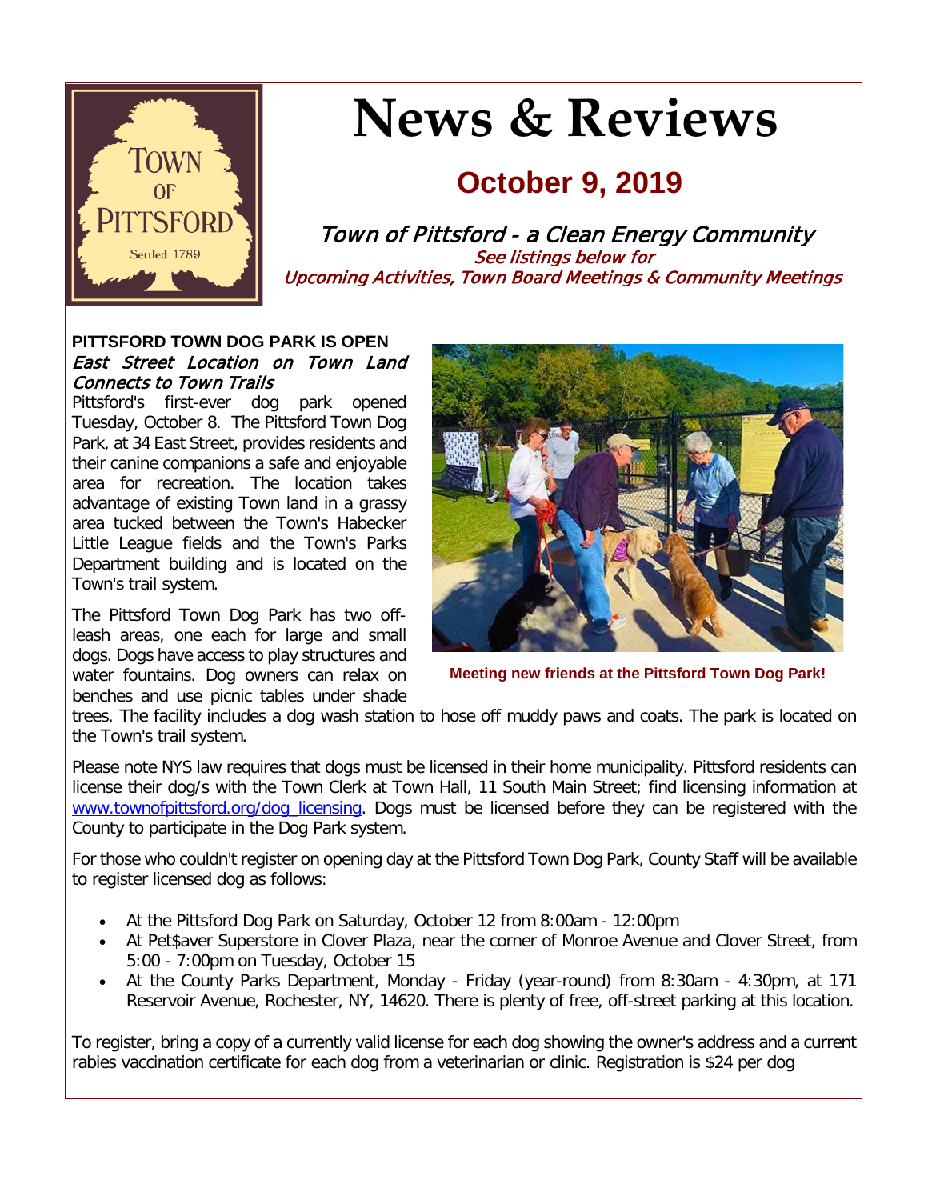# News & Reviews

## October 9, 2019

*Town of Pittsford - a Clean Energy Community*

*See listings below for Upcoming Activities, Town Board Meetings & Community Meetings*

**PITTSFORD TOWN DOG PARK IS OPEN**

*East Street Location on Town Land Connects to Town Trails*

Pittsford's first-ever dog park opened Tuesday, October 8. The Pittsford Town Dog Park, at 34 East Street, provides residents and their canine companions a safe and enjoyable area for recreation. The location takes advantage of existing Town land in a grassy area tucked between the Town's Habecker Little League fields and the Town's Parks Department building and is located on the Town's trail system.

The Pittsford Town Dog Park has two off-leash areas, one each for large and small dogs. Dogs have access to play structures and water fountains. Dog owners can relax on benches and use picnic tables under shade trees. The facility includes a dog wash station to hose off muddy paws and coats. The park is located on the Town's trail system.

**Meeting new friends at the Pittsford Town Dog Park!**

Please note NYS law requires that dogs must be licensed in their home municipality. Pittsford residents can license their dog/s with the Town Clerk at Town Hall, 11 South Main Street; find licensing information at [www.townofpittsford.org/dog_licensing](www.townofpittsford.org/dog_licensing). Dogs must be licensed before they can be registered with the County to participate in the Dog Park system.

For those who couldn't register on opening day at the Pittsford Town Dog Park, County Staff will be available to register licensed dog as follows:

- At the Pittsford Dog Park on Saturday, October 12 from 8:00am - 12:00pm
- At Pet$aver Superstore in Clover Plaza, near the corner of Monroe Avenue and Clover Street, from 5:00 - 7:00pm on Tuesday, October 15
- At the County Parks Department, Monday - Friday (year-round) from 8:30am - 4:30pm, at 171 Reservoir Avenue, Rochester, NY, 14620. There is plenty of free, off-street parking at this location.

To register, bring a copy of a currently valid license for each dog showing the owner's address and a current rabies vaccination certificate for each dog from a veterinarian or clinic. Registration is $24 per dog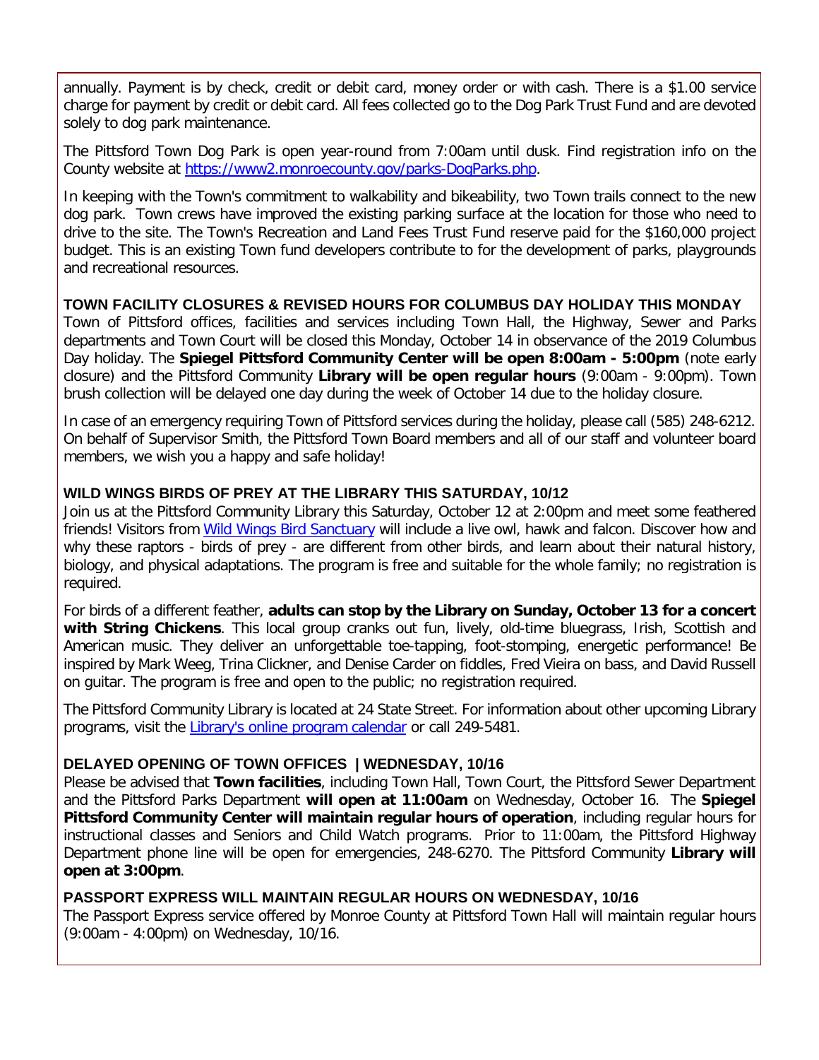annually. Payment is by check, credit or debit card, money order or with cash. There is a $1.00 service charge for payment by credit or debit card. All fees collected go to the Dog Park Trust Fund and are devoted solely to dog park maintenance.

The Pittsford Town Dog Park is open year-round from 7:00am until dusk. Find registration info on the County website at [https://www2.monroecounty.gov/parks-DogParks.php](https://www2.monroecounty.gov/parks-DogParks.php).

In keeping with the Town's commitment to walkability and bikeability, two Town trails connect to the new dog park. Town crews have improved the existing parking surface at the location for those who need to drive to the site. The Town's Recreation and Land Fees Trust Fund reserve paid for the $160,000 project budget. This is an existing Town fund developers contribute to for the development of parks, playgrounds and recreational resources.

**TOWN FACILITY CLOSURES & REVISED HOURS FOR COLUMBUS DAY HOLIDAY THIS MONDAY**

Town of Pittsford offices, facilities and services including Town Hall, the Highway, Sewer and Parks departments and Town Court will be closed this Monday, October 14 in observance of the 2019 Columbus Day holiday. The **Spiegel Pittsford Community Center will be open 8:00am - 5:00pm** (note early closure) and the Pittsford Community **Library will be open regular hours** (9:00am - 9:00pm). Town brush collection will be delayed one day during the week of October 14 due to the holiday closure.

In case of an emergency requiring Town of Pittsford services during the holiday, please call (585) 248-6212. On behalf of Supervisor Smith, the Pittsford Town Board members and all of our staff and volunteer board members, we wish you a happy and safe holiday!

**WILD WINGS BIRDS OF PREY AT THE LIBRARY THIS SATURDAY, 10/12**

Join us at the Pittsford Community Library this Saturday, October 12 at 2:00pm and meet some feathered friends! Visitors from Wild Wings Bird Sanctuary will include a live owl, hawk and falcon. Discover how and why these raptors - birds of prey - are different from other birds, and learn about their natural history, biology, and physical adaptations. The program is free and suitable for the whole family; no registration is required.

For birds of a different feather, **adults can stop by the Library on Sunday, October 13 for a concert with String Chickens**. This local group cranks out fun, lively, old-time bluegrass, Irish, Scottish and American music. They deliver an unforgettable toe-tapping, foot-stomping, energetic performance! Be inspired by Mark Weeg, Trina Clickner, and Denise Carder on fiddles, Fred Vieira on bass, and David Russell on guitar. The program is free and open to the public; no registration required.

The Pittsford Community Library is located at 24 State Street. For information about other upcoming Library programs, visit the Library's online program calendar or call 249-5481.

**DELAYED OPENING OF TOWN OFFICES | WEDNESDAY, 10/16**

Please be advised that **Town facilities**, including Town Hall, Town Court, the Pittsford Sewer Department and the Pittsford Parks Department **will open at 11:00am** on Wednesday, October 16. The **Spiegel Pittsford Community Center will maintain regular hours of operation**, including regular hours for instructional classes and Seniors and Child Watch programs. Prior to 11:00am, the Pittsford Highway Department phone line will be open for emergencies, 248-6270. The Pittsford Community **Library will open at 3:00pm**.

**PASSPORT EXPRESS WILL MAINTAIN REGULAR HOURS ON WEDNESDAY, 10/16**

The Passport Express service offered by Monroe County at Pittsford Town Hall will maintain regular hours (9:00am - 4:00pm) on Wednesday, 10/16.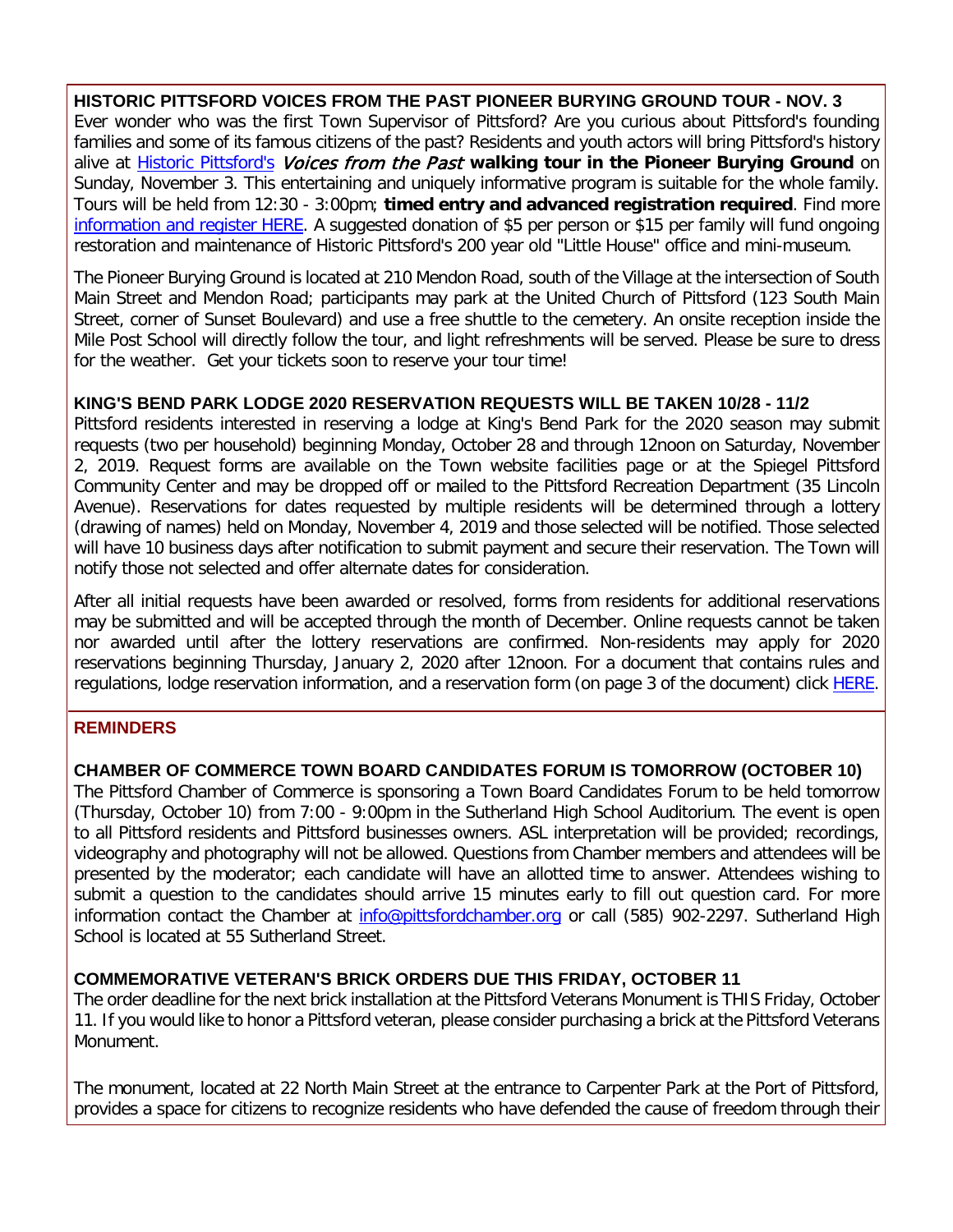**HISTORIC PITTSFORD VOICES FROM THE PAST PIONEER BURYING GROUND TOUR - NOV. 3**

Ever wonder who was the first Town Supervisor of Pittsford? Are you curious about Pittsford's founding families and some of its famous citizens of the past? Residents and youth actors will bring Pittsford's history alive at Historic Pittsford's *Voices from the Past* **walking tour in the Pioneer Burying Ground** on Sunday, November 3. This entertaining and uniquely informative program is suitable for the whole family. Tours will be held from 12:30 - 3:00pm; **timed entry and advanced registration required**. Find more information and register HERE. A suggested donation of $5 per person or $15 per family will fund ongoing restoration and maintenance of Historic Pittsford's 200 year old "Little House" office and mini-museum.

The Pioneer Burying Ground is located at 210 Mendon Road, south of the Village at the intersection of South Main Street and Mendon Road; participants may park at the United Church of Pittsford (123 South Main Street, corner of Sunset Boulevard) and use a free shuttle to the cemetery. An onsite reception inside the Mile Post School will directly follow the tour, and light refreshments will be served. Please be sure to dress for the weather. Get your tickets soon to reserve your tour time!

**KING'S BEND PARK LODGE 2020 RESERVATION REQUESTS WILL BE TAKEN 10/28 - 11/2**

Pittsford residents interested in reserving a lodge at King's Bend Park for the 2020 season may submit requests (two per household) beginning Monday, October 28 and through 12noon on Saturday, November 2, 2019. Request forms are available on the Town website facilities page or at the Spiegel Pittsford Community Center and may be dropped off or mailed to the Pittsford Recreation Department (35 Lincoln Avenue). Reservations for dates requested by multiple residents will be determined through a lottery (drawing of names) held on Monday, November 4, 2019 and those selected will be notified. Those selected will have 10 business days after notification to submit payment and secure their reservation. The Town will notify those not selected and offer alternate dates for consideration.

After all initial requests have been awarded or resolved, forms from residents for additional reservations may be submitted and will be accepted through the month of December. Online requests cannot be taken nor awarded until after the lottery reservations are confirmed. Non-residents may apply for 2020 reservations beginning Thursday, January 2, 2020 after 12noon. For a document that contains rules and regulations, lodge reservation information, and a reservation form (on page 3 of the document) click HERE.

## REMINDERS

**CHAMBER OF COMMERCE TOWN BOARD CANDIDATES FORUM IS TOMORROW (OCTOBER 10)**

The Pittsford Chamber of Commerce is sponsoring a Town Board Candidates Forum to be held tomorrow (Thursday, October 10) from 7:00 - 9:00pm in the Sutherland High School Auditorium. The event is open to all Pittsford residents and Pittsford businesses owners. ASL interpretation will be provided; recordings, videography and photography will not be allowed. Questions from Chamber members and attendees will be presented by the moderator; each candidate will have an allotted time to answer. Attendees wishing to submit a question to the candidates should arrive 15 minutes early to fill out question card. For more information contact the Chamber at info@pittsfordchamber.org or call (585) 902-2297. Sutherland High School is located at 55 Sutherland Street.

**COMMEMORATIVE VETERAN'S BRICK ORDERS DUE THIS FRIDAY, OCTOBER 11**

The order deadline for the next brick installation at the Pittsford Veterans Monument is THIS Friday, October 11. If you would like to honor a Pittsford veteran, please consider purchasing a brick at the Pittsford Veterans Monument.

The monument, located at 22 North Main Street at the entrance to Carpenter Park at the Port of Pittsford, provides a space for citizens to recognize residents who have defended the cause of freedom through their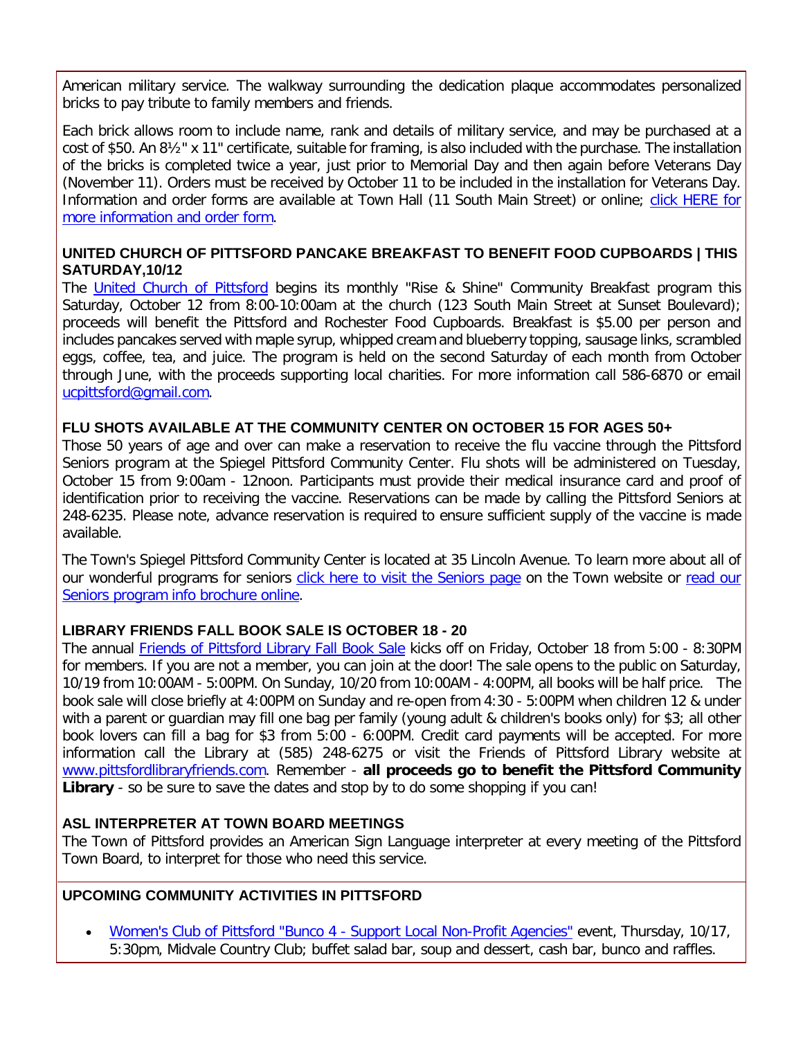American military service. The walkway surrounding the dedication plaque accommodates personalized bricks to pay tribute to family members and friends.

Each brick allows room to include name, rank and details of military service, and may be purchased at a cost of $50. An 8½" x 11" certificate, suitable for framing, is also included with the purchase. The installation of the bricks is completed twice a year, just prior to Memorial Day and then again before Veterans Day (November 11). Orders must be received by October 11 to be included in the installation for Veterans Day. Information and order forms are available at Town Hall (11 South Main Street) or online; click HERE for more information and order form.

### UNITED CHURCH OF PITTSFORD PANCAKE BREAKFAST TO BENEFIT FOOD CUPBOARDS | THIS SATURDAY,10/12

The United Church of Pittsford begins its monthly "Rise & Shine" Community Breakfast program this Saturday, October 12 from 8:00-10:00am at the church (123 South Main Street at Sunset Boulevard); proceeds will benefit the Pittsford and Rochester Food Cupboards. Breakfast is $5.00 per person and includes pancakes served with maple syrup, whipped cream and blueberry topping, sausage links, scrambled eggs, coffee, tea, and juice. The program is held on the second Saturday of each month from October through June, with the proceeds supporting local charities. For more information call 586-6870 or email ucpittsford@gmail.com.

### FLU SHOTS AVAILABLE AT THE COMMUNITY CENTER ON OCTOBER 15 FOR AGES 50+

Those 50 years of age and over can make a reservation to receive the flu vaccine through the Pittsford Seniors program at the Spiegel Pittsford Community Center. Flu shots will be administered on Tuesday, October 15 from 9:00am - 12noon. Participants must provide their medical insurance card and proof of identification prior to receiving the vaccine. Reservations can be made by calling the Pittsford Seniors at 248-6235. Please note, advance reservation is required to ensure sufficient supply of the vaccine is made available.

The Town's Spiegel Pittsford Community Center is located at 35 Lincoln Avenue. To learn more about all of our wonderful programs for seniors click here to visit the Seniors page on the Town website or read our Seniors program info brochure online.

### LIBRARY FRIENDS FALL BOOK SALE IS OCTOBER 18 - 20

The annual Friends of Pittsford Library Fall Book Sale kicks off on Friday, October 18 from 5:00 - 8:30PM for members. If you are not a member, you can join at the door! The sale opens to the public on Saturday, 10/19 from 10:00AM - 5:00PM. On Sunday, 10/20 from 10:00AM - 4:00PM, all books will be half price. The book sale will close briefly at 4:00PM on Sunday and re-open from 4:30 - 5:00PM when children 12 & under with a parent or guardian may fill one bag per family (young adult & children's books only) for $3; all other book lovers can fill a bag for $3 from 5:00 - 6:00PM. Credit card payments will be accepted. For more information call the Library at (585) 248-6275 or visit the Friends of Pittsford Library website at www.pittsfordlibraryfriends.com. Remember - **all proceeds go to benefit the Pittsford Community Library** - so be sure to save the dates and stop by to do some shopping if you can!

### ASL INTERPRETER AT TOWN BOARD MEETINGS

The Town of Pittsford provides an American Sign Language interpreter at every meeting of the Pittsford Town Board, to interpret for those who need this service.

### UPCOMING COMMUNITY ACTIVITIES IN PITTSFORD

- Women's Club of Pittsford "Bunco 4 - Support Local Non-Profit Agencies" event, Thursday, 10/17, 5:30pm, Midvale Country Club; buffet salad bar, soup and dessert, cash bar, bunco and raffles.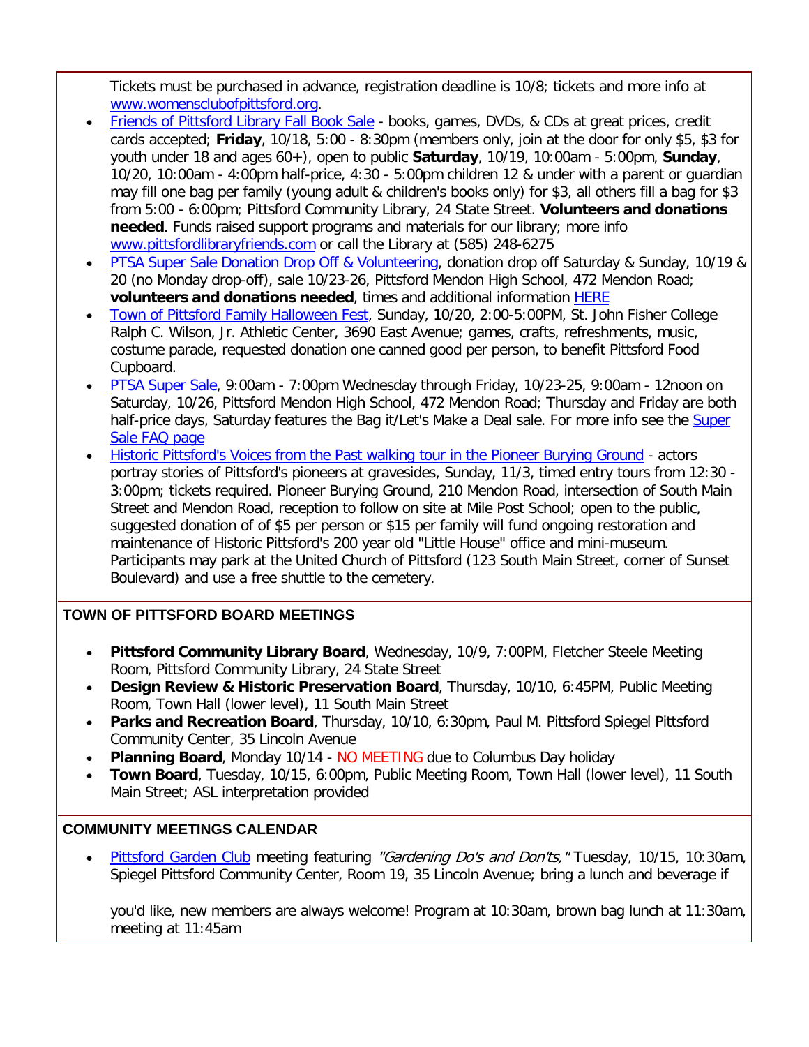Tickets must be purchased in advance, registration deadline is 10/8; tickets and more info at www.womensclubofpittsford.org.

- Friends of Pittsford Library Fall Book Sale - books, games, DVDs, & CDs at great prices, credit cards accepted; **Friday**, 10/18, 5:00 - 8:30pm (members only, join at the door for only $5, $3 for youth under 18 and ages 60+), open to public **Saturday**, 10/19, 10:00am - 5:00pm, **Sunday**, 10/20, 10:00am - 4:00pm half-price, 4:30 - 5:00pm children 12 & under with a parent or guardian may fill one bag per family (young adult & children's books only) for $3, all others fill a bag for $3 from 5:00 - 6:00pm; Pittsford Community Library, 24 State Street. **Volunteers and donations needed**. Funds raised support programs and materials for our library; more info www.pittsfordlibraryfriends.com or call the Library at (585) 248-6275
- PTSA Super Sale Donation Drop Off & Volunteering, donation drop off Saturday & Sunday, 10/19 & 20 (no Monday drop-off), sale 10/23-26, Pittsford Mendon High School, 472 Mendon Road; **volunteers and donations needed**, times and additional information HERE
- Town of Pittsford Family Halloween Fest, Sunday, 10/20, 2:00-5:00PM, St. John Fisher College Ralph C. Wilson, Jr. Athletic Center, 3690 East Avenue; games, crafts, refreshments, music, costume parade, requested donation one canned good per person, to benefit Pittsford Food Cupboard.
- PTSA Super Sale, 9:00am - 7:00pm Wednesday through Friday, 10/23-25, 9:00am - 12noon on Saturday, 10/26, Pittsford Mendon High School, 472 Mendon Road; Thursday and Friday are both half-price days, Saturday features the Bag it/Let's Make a Deal sale. For more info see the Super Sale FAQ page
- Historic Pittsford's Voices from the Past walking tour in the Pioneer Burying Ground - actors portray stories of Pittsford's pioneers at gravesides, Sunday, 11/3, timed entry tours from 12:30 - 3:00pm; tickets required. Pioneer Burying Ground, 210 Mendon Road, intersection of South Main Street and Mendon Road, reception to follow on site at Mile Post School; open to the public, suggested donation of of $5 per person or $15 per family will fund ongoing restoration and maintenance of Historic Pittsford's 200 year old "Little House" office and mini-museum. Participants may park at the United Church of Pittsford (123 South Main Street, corner of Sunset Boulevard) and use a free shuttle to the cemetery.

## TOWN OF PITTSFORD BOARD MEETINGS

- **Pittsford Community Library Board**, Wednesday, 10/9, 7:00PM, Fletcher Steele Meeting Room, Pittsford Community Library, 24 State Street
- **Design Review & Historic Preservation Board**, Thursday, 10/10, 6:45PM, Public Meeting Room, Town Hall (lower level), 11 South Main Street
- **Parks and Recreation Board**, Thursday, 10/10, 6:30pm, Paul M. Pittsford Spiegel Pittsford Community Center, 35 Lincoln Avenue
- **Planning Board**, Monday 10/14 - NO MEETING due to Columbus Day holiday
- **Town Board**, Tuesday, 10/15, 6:00pm, Public Meeting Room, Town Hall (lower level), 11 South Main Street; ASL interpretation provided

## COMMUNITY MEETINGS CALENDAR

- Pittsford Garden Club meeting featuring *"Gardening Do's and Don'ts,"* Tuesday, 10/15, 10:30am, Spiegel Pittsford Community Center, Room 19, 35 Lincoln Avenue; bring a lunch and beverage if you'd like, new members are always welcome! Program at 10:30am, brown bag lunch at 11:30am, meeting at 11:45am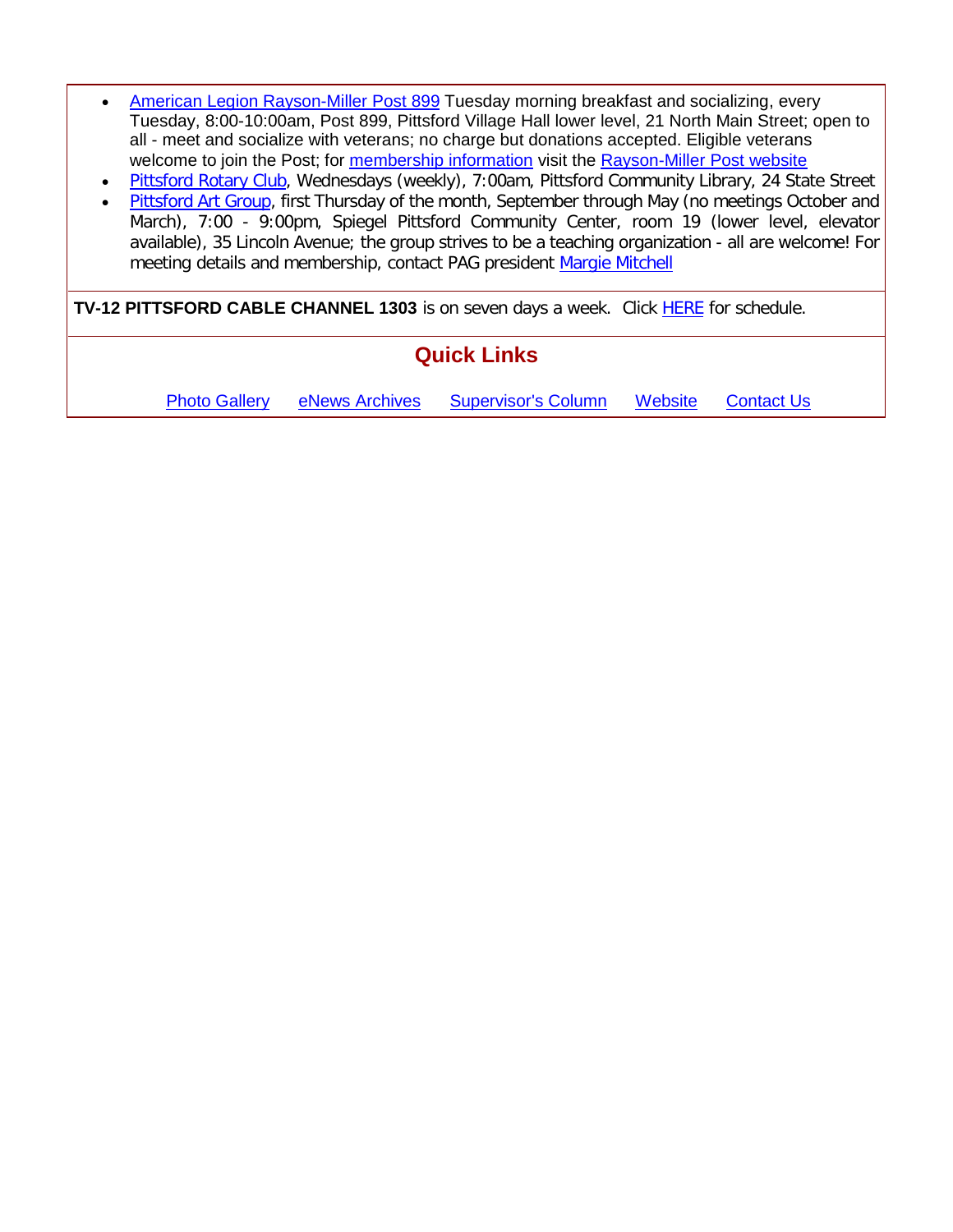- American Legion Rayson-Miller Post 899 Tuesday morning breakfast and socializing, every Tuesday, 8:00-10:00am, Post 899, Pittsford Village Hall lower level, 21 North Main Street; open to all - meet and socialize with veterans; no charge but donations accepted. Eligible veterans welcome to join the Post; for membership information visit the Rayson-Miller Post website
- Pittsford Rotary Club, Wednesdays (weekly), 7:00am, Pittsford Community Library, 24 State Street
- Pittsford Art Group, first Thursday of the month, September through May (no meetings October and March), 7:00 - 9:00pm, Spiegel Pittsford Community Center, room 19 (lower level, elevator available), 35 Lincoln Avenue; the group strives to be a teaching organization - all are welcome! For meeting details and membership, contact PAG president Margie Mitchell

**TV-12 PITTSFORD CABLE CHANNEL 1303** is on seven days a week. Click HERE for schedule.

## Quick Links

Photo Gallery   eNews Archives   Supervisor's Column   Website   Contact Us